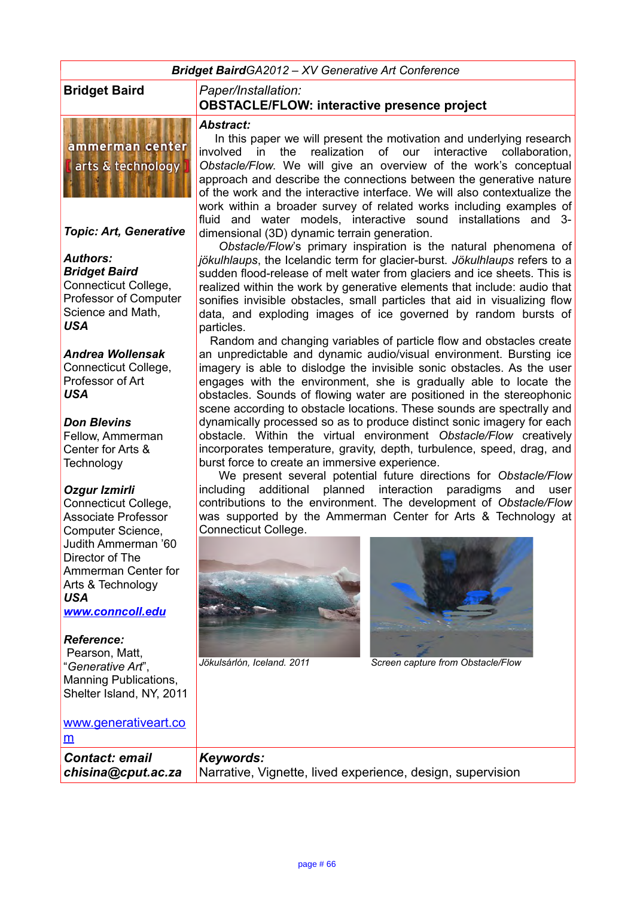**Bridget Baird** GA2012 – XV Generative Art Conference

## Bridget Baird

*Paper/Installation:*

**OBSTACLE/FLOW: interactive presence project**

ammerman center [ arts & technology ]

***Topic: Art, Generative***

***Authors:***

***Bridget Baird***
Connecticut College, Professor of Computer Science and Math,
***USA***

***Andrea Wollensak***
Connecticut College, Professor of Art
***USA***

***Don Blevins***
Fellow, Ammerman Center for Arts & Technology

***Ozgur Izmirli***
Connecticut College, Associate Professor Computer Science, Judith Ammerman '60 Director of The Ammerman Center for Arts & Technology
***USA***
***www.conncoll.edu***

***Reference:***
Pearson, Matt, "*Generative Art*", Manning Publications, Shelter Island, NY, 2011

www.generativeart.com

***Abstract:***

In this paper we will present the motivation and underlying research involved in the realization of our interactive collaboration, *Obstacle/Flow*. We will give an overview of the work's conceptual approach and describe the connections between the generative nature of the work and the interactive interface. We will also contextualize the work within a broader survey of related works including examples of fluid and water models, interactive sound installations and 3-dimensional (3D) dynamic terrain generation.

*Obstacle/Flow*'s primary inspiration is the natural phenomena of *jökulhlaups*, the Icelandic term for glacier-burst. *Jökulhlaups* refers to a sudden flood-release of melt water from glaciers and ice sheets. This is realized within the work by generative elements that include: audio that sonifies invisible obstacles, small particles that aid in visualizing flow data, and exploding images of ice governed by random bursts of particles.

Random and changing variables of particle flow and obstacles create an unpredictable and dynamic audio/visual environment. Bursting ice imagery is able to dislodge the invisible sonic obstacles. As the user engages with the environment, she is gradually able to locate the obstacles. Sounds of flowing water are positioned in the stereophonic scene according to obstacle locations. These sounds are spectrally and dynamically processed so as to produce distinct sonic imagery for each obstacle. Within the virtual environment *Obstacle/Flow* creatively incorporates temperature, gravity, depth, turbulence, speed, drag, and burst force to create an immersive experience.

We present several potential future directions for *Obstacle/Flow* including additional planned interaction paradigms and user contributions to the environment. The development of *Obstacle/Flow* was supported by the Ammerman Center for Arts & Technology at Connecticut College.

*Jökulsárlón, Iceland. 2011*

*Screen capture from Obstacle/Flow*

***Contact: email***
***chisina@cput.ac.za***

***Keywords:***
Narrative, Vignette, lived experience, design, supervision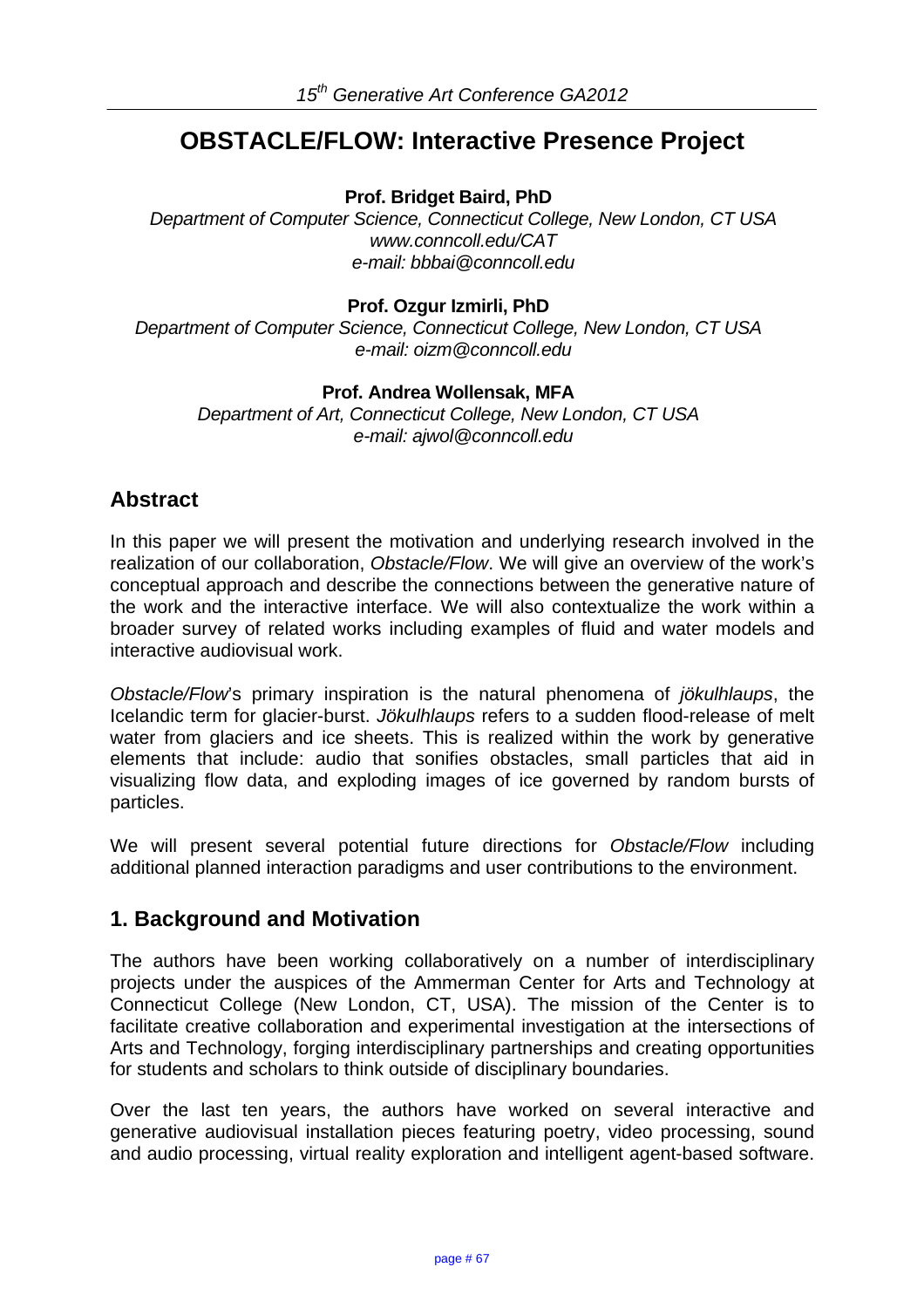# OBSTACLE/FLOW: Interactive Presence Project

**Prof. Bridget Baird, PhD**

*Department of Computer Science, Connecticut College, New London, CT USA*
*www.conncoll.edu/CAT*
*e-mail: bbbai@conncoll.edu*

**Prof. Ozgur Izmirli, PhD**

*Department of Computer Science, Connecticut College, New London, CT USA*
*e-mail: oizm@conncoll.edu*

**Prof. Andrea Wollensak, MFA**

*Department of Art, Connecticut College, New London, CT USA*
*e-mail: ajwol@conncoll.edu*

## Abstract

In this paper we will present the motivation and underlying research involved in the realization of our collaboration, *Obstacle/Flow*. We will give an overview of the work's conceptual approach and describe the connections between the generative nature of the work and the interactive interface. We will also contextualize the work within a broader survey of related works including examples of fluid and water models and interactive audiovisual work.

*Obstacle/Flow*'s primary inspiration is the natural phenomena of *jökulhlaups*, the Icelandic term for glacier-burst. *Jökulhlaups* refers to a sudden flood-release of melt water from glaciers and ice sheets. This is realized within the work by generative elements that include: audio that sonifies obstacles, small particles that aid in visualizing flow data, and exploding images of ice governed by random bursts of particles.

We will present several potential future directions for *Obstacle/Flow* including additional planned interaction paradigms and user contributions to the environment.

## 1. Background and Motivation

The authors have been working collaboratively on a number of interdisciplinary projects under the auspices of the Ammerman Center for Arts and Technology at Connecticut College (New London, CT, USA). The mission of the Center is to facilitate creative collaboration and experimental investigation at the intersections of Arts and Technology, forging interdisciplinary partnerships and creating opportunities for students and scholars to think outside of disciplinary boundaries.

Over the last ten years, the authors have worked on several interactive and generative audiovisual installation pieces featuring poetry, video processing, sound and audio processing, virtual reality exploration and intelligent agent-based software.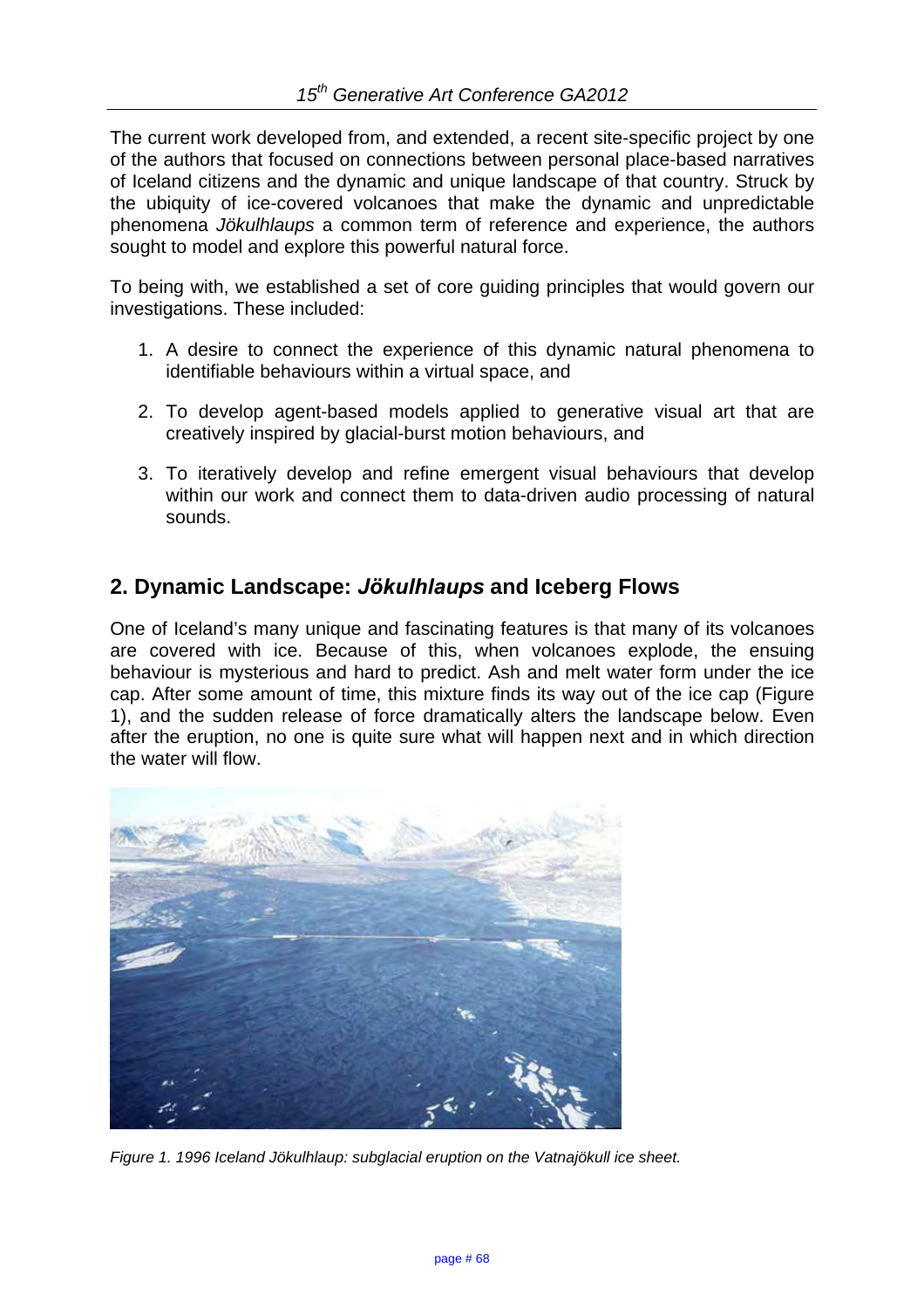The current work developed from, and extended, a recent site-specific project by one of the authors that focused on connections between personal place-based narratives of Iceland citizens and the dynamic and unique landscape of that country. Struck by the ubiquity of ice-covered volcanoes that make the dynamic and unpredictable phenomena *Jökulhlaups* a common term of reference and experience, the authors sought to model and explore this powerful natural force.

To being with, we established a set of core guiding principles that would govern our investigations. These included:

1. A desire to connect the experience of this dynamic natural phenomena to identifiable behaviours within a virtual space, and
2. To develop agent-based models applied to generative visual art that are creatively inspired by glacial-burst motion behaviours, and
3. To iteratively develop and refine emergent visual behaviours that develop within our work and connect them to data-driven audio processing of natural sounds.

## 2. Dynamic Landscape: *Jökulhlaups* and Iceberg Flows

One of Iceland's many unique and fascinating features is that many of its volcanoes are covered with ice. Because of this, when volcanoes explode, the ensuing behaviour is mysterious and hard to predict. Ash and melt water form under the ice cap. After some amount of time, this mixture finds its way out of the ice cap (Figure 1), and the sudden release of force dramatically alters the landscape below. Even after the eruption, no one is quite sure what will happen next and in which direction the water will flow.

*Figure 1. 1996 Iceland Jökulhlaup: subglacial eruption on the Vatnajökull ice sheet.*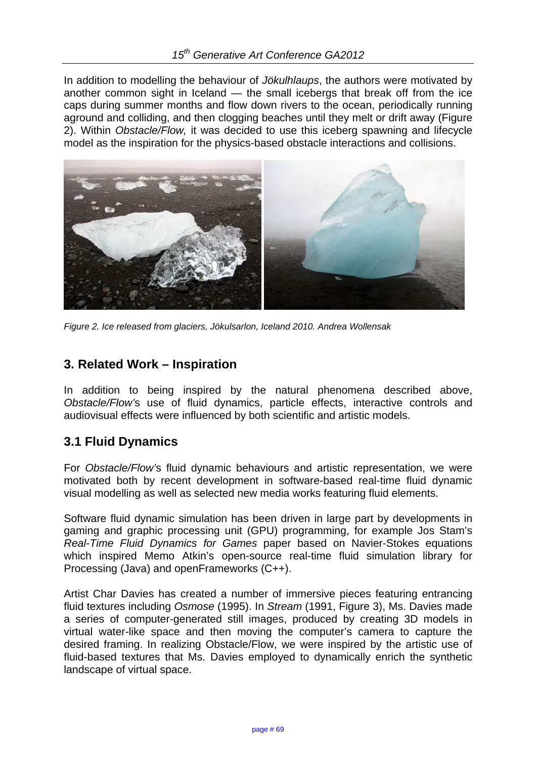In addition to modelling the behaviour of *Jökulhlaups*, the authors were motivated by another common sight in Iceland — the small icebergs that break off from the ice caps during summer months and flow down rivers to the ocean, periodically running aground and colliding, and then clogging beaches until they melt or drift away (Figure 2). Within *Obstacle/Flow,* it was decided to use this iceberg spawning and lifecycle model as the inspiration for the physics-based obstacle interactions and collisions.

*Figure 2. Ice released from glaciers, Jökulsarlon, Iceland 2010. Andrea Wollensak*

## 3. Related Work – Inspiration

In addition to being inspired by the natural phenomena described above, *Obstacle/Flow'*s use of fluid dynamics, particle effects, interactive controls and audiovisual effects were influenced by both scientific and artistic models.

## 3.1 Fluid Dynamics

For *Obstacle/Flow'*s fluid dynamic behaviours and artistic representation, we were motivated both by recent development in software-based real-time fluid dynamic visual modelling as well as selected new media works featuring fluid elements.

Software fluid dynamic simulation has been driven in large part by developments in gaming and graphic processing unit (GPU) programming, for example Jos Stam's *Real-Time Fluid Dynamics for Games* paper based on Navier-Stokes equations which inspired Memo Atkin's open-source real-time fluid simulation library for Processing (Java) and openFrameworks (C++).

Artist Char Davies has created a number of immersive pieces featuring entrancing fluid textures including *Osmose* (1995). In *Stream* (1991, Figure 3), Ms. Davies made a series of computer-generated still images, produced by creating 3D models in virtual water-like space and then moving the computer's camera to capture the desired framing. In realizing Obstacle/Flow, we were inspired by the artistic use of fluid-based textures that Ms. Davies employed to dynamically enrich the synthetic landscape of virtual space.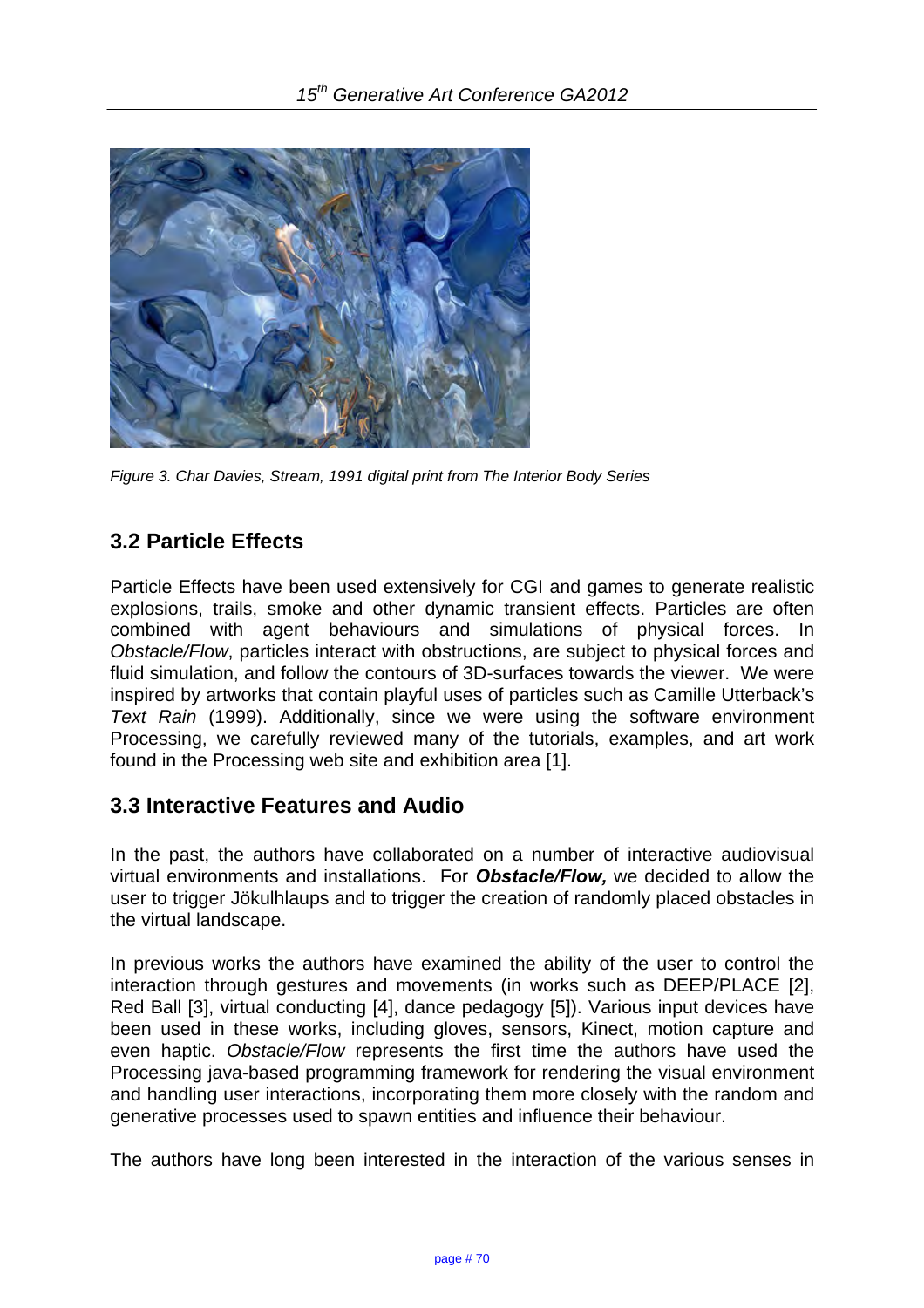*Figure 3. Char Davies, Stream, 1991 digital print from The Interior Body Series*

## 3.2 Particle Effects

Particle Effects have been used extensively for CGI and games to generate realistic explosions, trails, smoke and other dynamic transient effects. Particles are often combined with agent behaviours and simulations of physical forces. In *Obstacle/Flow*, particles interact with obstructions, are subject to physical forces and fluid simulation, and follow the contours of 3D-surfaces towards the viewer. We were inspired by artworks that contain playful uses of particles such as Camille Utterback's *Text Rain* (1999). Additionally, since we were using the software environment Processing, we carefully reviewed many of the tutorials, examples, and art work found in the Processing web site and exhibition area [1].

## 3.3 Interactive Features and Audio

In the past, the authors have collaborated on a number of interactive audiovisual virtual environments and installations. For ***Obstacle/Flow,*** we decided to allow the user to trigger Jökulhlaups and to trigger the creation of randomly placed obstacles in the virtual landscape.

In previous works the authors have examined the ability of the user to control the interaction through gestures and movements (in works such as DEEP/PLACE [2], Red Ball [3], virtual conducting [4], dance pedagogy [5]). Various input devices have been used in these works, including gloves, sensors, Kinect, motion capture and even haptic. *Obstacle/Flow* represents the first time the authors have used the Processing java-based programming framework for rendering the visual environment and handling user interactions, incorporating them more closely with the random and generative processes used to spawn entities and influence their behaviour.

The authors have long been interested in the interaction of the various senses in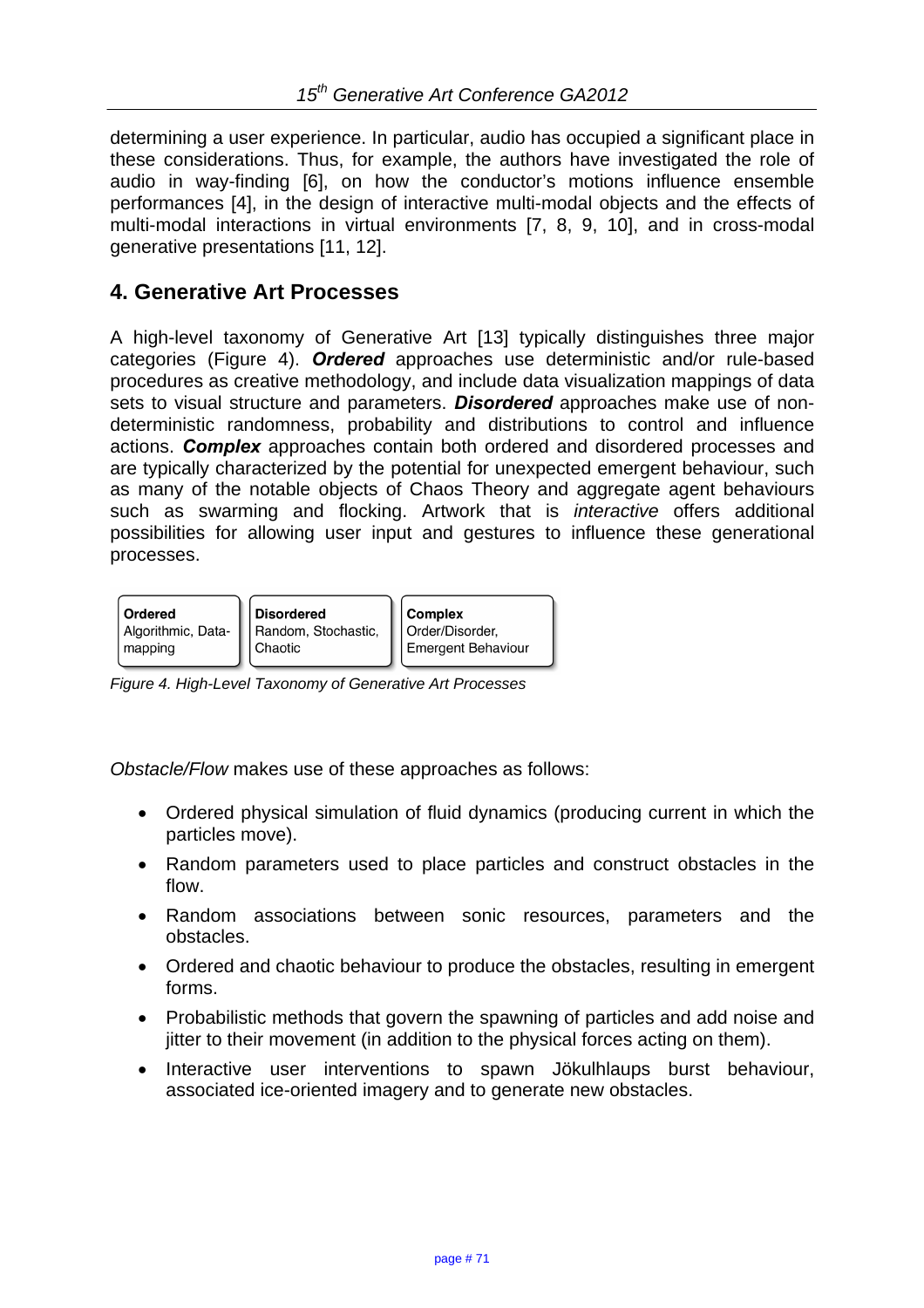determining a user experience. In particular, audio has occupied a significant place in these considerations. Thus, for example, the authors have investigated the role of audio in way-finding [6], on how the conductor's motions influence ensemble performances [4], in the design of interactive multi-modal objects and the effects of multi-modal interactions in virtual environments [7, 8, 9, 10], and in cross-modal generative presentations [11, 12].

## 4. Generative Art Processes

A high-level taxonomy of Generative Art [13] typically distinguishes three major categories (Figure 4). ***Ordered*** approaches use deterministic and/or rule-based procedures as creative methodology, and include data visualization mappings of data sets to visual structure and parameters. ***Disordered*** approaches make use of non-deterministic randomness, probability and distributions to control and influence actions. ***Complex*** approaches contain both ordered and disordered processes and are typically characterized by the potential for unexpected emergent behaviour, such as many of the notable objects of Chaos Theory and aggregate agent behaviours such as swarming and flocking. Artwork that is *interactive* offers additional possibilities for allowing user input and gestures to influence these generational processes.

| **Ordered** | **Disordered** | **Complex** |
| --- | --- | --- |
| Algorithmic, Data-mapping | Random, Stochastic, Chaotic | Order/Disorder, Emergent Behaviour |

*Figure 4. High-Level Taxonomy of Generative Art Processes*

*Obstacle/Flow* makes use of these approaches as follows:

- Ordered physical simulation of fluid dynamics (producing current in which the particles move).
- Random parameters used to place particles and construct obstacles in the flow.
- Random associations between sonic resources, parameters and the obstacles.
- Ordered and chaotic behaviour to produce the obstacles, resulting in emergent forms.
- Probabilistic methods that govern the spawning of particles and add noise and jitter to their movement (in addition to the physical forces acting on them).
- Interactive user interventions to spawn Jökulhlaups burst behaviour, associated ice-oriented imagery and to generate new obstacles.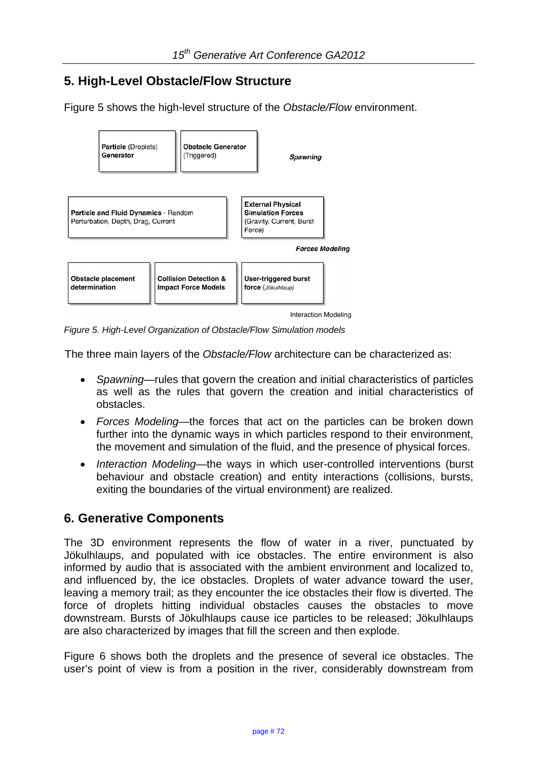## 5. High-Level Obstacle/Flow Structure

Figure 5 shows the high-level structure of the *Obstacle/Flow* environment.

| | | |
|---|---|---|
| **Particle** (Droplets) **Generator** | **Obstacle Generator** (Triggered) | ***Spawning*** |
| **Particle and Fluid Dynamics** - Random Perturbation, Depth, Drag, Current | **External Physical Simulation Forces** (Gravity, Current, Burst Force) | ***Forces Modeling*** |
| **Obstacle placement determination** | **Collision Detection & Impact Force Models** | **User-triggered burst force** (*Jökulhlaup*) — Interaction Modeling |

*Figure 5. High-Level Organization of Obstacle/Flow Simulation models*

The three main layers of the *Obstacle/Flow* architecture can be characterized as:

- *Spawning*—rules that govern the creation and initial characteristics of particles as well as the rules that govern the creation and initial characteristics of obstacles.
- *Forces Modeling*—the forces that act on the particles can be broken down further into the dynamic ways in which particles respond to their environment, the movement and simulation of the fluid, and the presence of physical forces.
- *Interaction Modeling*—the ways in which user-controlled interventions (burst behaviour and obstacle creation) and entity interactions (collisions, bursts, exiting the boundaries of the virtual environment) are realized.

## 6. Generative Components

The 3D environment represents the flow of water in a river, punctuated by Jökulhlaups, and populated with ice obstacles. The entire environment is also informed by audio that is associated with the ambient environment and localized to, and influenced by, the ice obstacles. Droplets of water advance toward the user, leaving a memory trail; as they encounter the ice obstacles their flow is diverted. The force of droplets hitting individual obstacles causes the obstacles to move downstream. Bursts of Jökulhlaups cause ice particles to be released; Jökulhlaups are also characterized by images that fill the screen and then explode.

Figure 6 shows both the droplets and the presence of several ice obstacles. The user's point of view is from a position in the river, considerably downstream from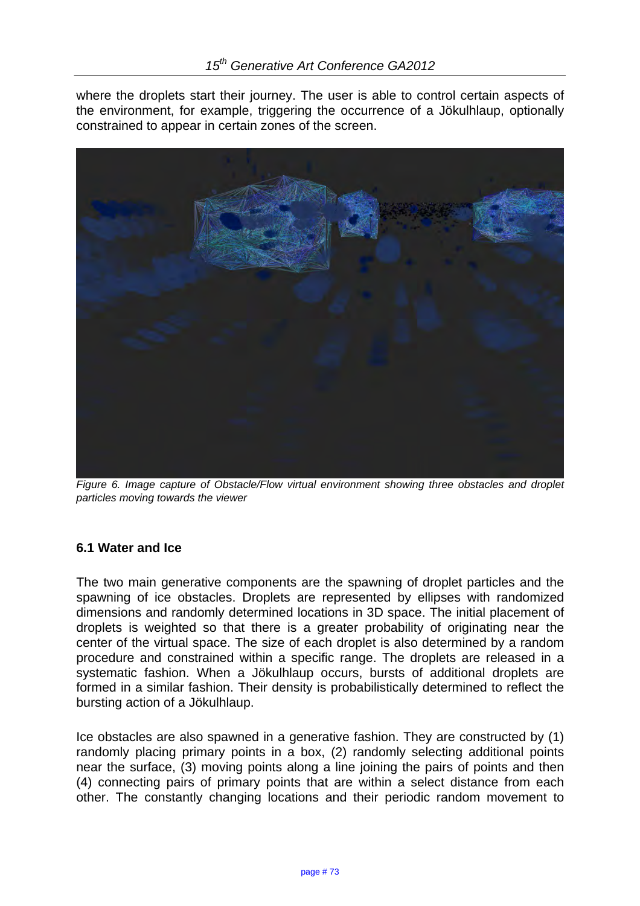where the droplets start their journey. The user is able to control certain aspects of the environment, for example, triggering the occurrence of a Jökulhlaup, optionally constrained to appear in certain zones of the screen.

*Figure 6. Image capture of Obstacle/Flow virtual environment showing three obstacles and droplet particles moving towards the viewer*

### 6.1 Water and Ice

The two main generative components are the spawning of droplet particles and the spawning of ice obstacles. Droplets are represented by ellipses with randomized dimensions and randomly determined locations in 3D space. The initial placement of droplets is weighted so that there is a greater probability of originating near the center of the virtual space. The size of each droplet is also determined by a random procedure and constrained within a specific range. The droplets are released in a systematic fashion. When a Jökulhlaup occurs, bursts of additional droplets are formed in a similar fashion. Their density is probabilistically determined to reflect the bursting action of a Jökulhlaup.

Ice obstacles are also spawned in a generative fashion. They are constructed by (1) randomly placing primary points in a box, (2) randomly selecting additional points near the surface, (3) moving points along a line joining the pairs of points and then (4) connecting pairs of primary points that are within a select distance from each other. The constantly changing locations and their periodic random movement to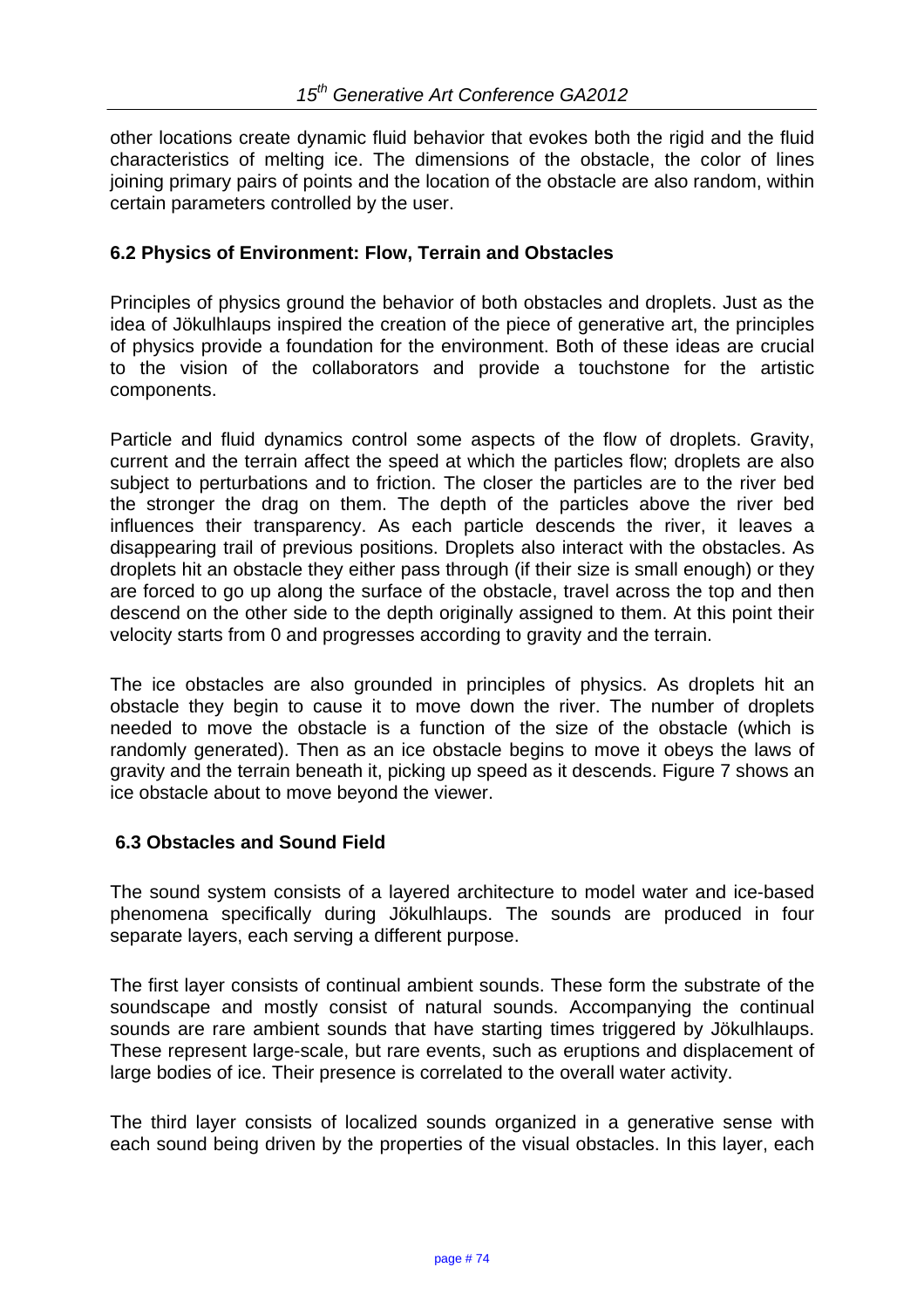other locations create dynamic fluid behavior that evokes both the rigid and the fluid characteristics of melting ice. The dimensions of the obstacle, the color of lines joining primary pairs of points and the location of the obstacle are also random, within certain parameters controlled by the user.

### 6.2 Physics of Environment: Flow, Terrain and Obstacles

Principles of physics ground the behavior of both obstacles and droplets. Just as the idea of Jökulhlaups inspired the creation of the piece of generative art, the principles of physics provide a foundation for the environment. Both of these ideas are crucial to the vision of the collaborators and provide a touchstone for the artistic components.

Particle and fluid dynamics control some aspects of the flow of droplets. Gravity, current and the terrain affect the speed at which the particles flow; droplets are also subject to perturbations and to friction. The closer the particles are to the river bed the stronger the drag on them. The depth of the particles above the river bed influences their transparency. As each particle descends the river, it leaves a disappearing trail of previous positions. Droplets also interact with the obstacles. As droplets hit an obstacle they either pass through (if their size is small enough) or they are forced to go up along the surface of the obstacle, travel across the top and then descend on the other side to the depth originally assigned to them. At this point their velocity starts from 0 and progresses according to gravity and the terrain.

The ice obstacles are also grounded in principles of physics. As droplets hit an obstacle they begin to cause it to move down the river. The number of droplets needed to move the obstacle is a function of the size of the obstacle (which is randomly generated). Then as an ice obstacle begins to move it obeys the laws of gravity and the terrain beneath it, picking up speed as it descends. Figure 7 shows an ice obstacle about to move beyond the viewer.

### 6.3 Obstacles and Sound Field

The sound system consists of a layered architecture to model water and ice-based phenomena specifically during Jökulhlaups. The sounds are produced in four separate layers, each serving a different purpose.

The first layer consists of continual ambient sounds. These form the substrate of the soundscape and mostly consist of natural sounds. Accompanying the continual sounds are rare ambient sounds that have starting times triggered by Jökulhlaups. These represent large-scale, but rare events, such as eruptions and displacement of large bodies of ice. Their presence is correlated to the overall water activity.

The third layer consists of localized sounds organized in a generative sense with each sound being driven by the properties of the visual obstacles. In this layer, each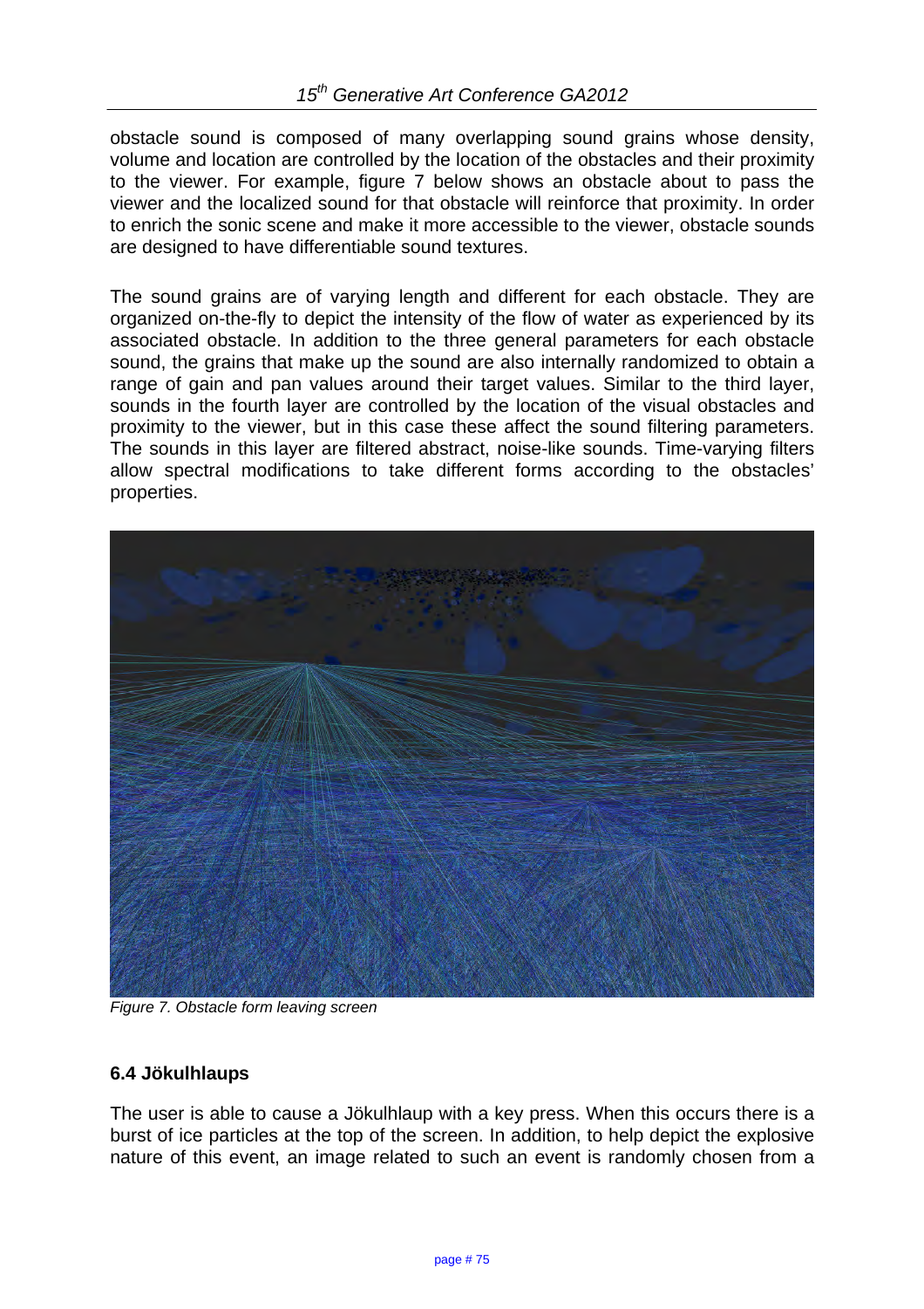obstacle sound is composed of many overlapping sound grains whose density, volume and location are controlled by the location of the obstacles and their proximity to the viewer. For example, figure 7 below shows an obstacle about to pass the viewer and the localized sound for that obstacle will reinforce that proximity. In order to enrich the sonic scene and make it more accessible to the viewer, obstacle sounds are designed to have differentiable sound textures.

The sound grains are of varying length and different for each obstacle. They are organized on-the-fly to depict the intensity of the flow of water as experienced by its associated obstacle. In addition to the three general parameters for each obstacle sound, the grains that make up the sound are also internally randomized to obtain a range of gain and pan values around their target values. Similar to the third layer, sounds in the fourth layer are controlled by the location of the visual obstacles and proximity to the viewer, but in this case these affect the sound filtering parameters. The sounds in this layer are filtered abstract, noise-like sounds. Time-varying filters allow spectral modifications to take different forms according to the obstacles' properties.

*Figure 7. Obstacle form leaving screen*

### 6.4 Jökulhlaups

The user is able to cause a Jökulhlaup with a key press. When this occurs there is a burst of ice particles at the top of the screen. In addition, to help depict the explosive nature of this event, an image related to such an event is randomly chosen from a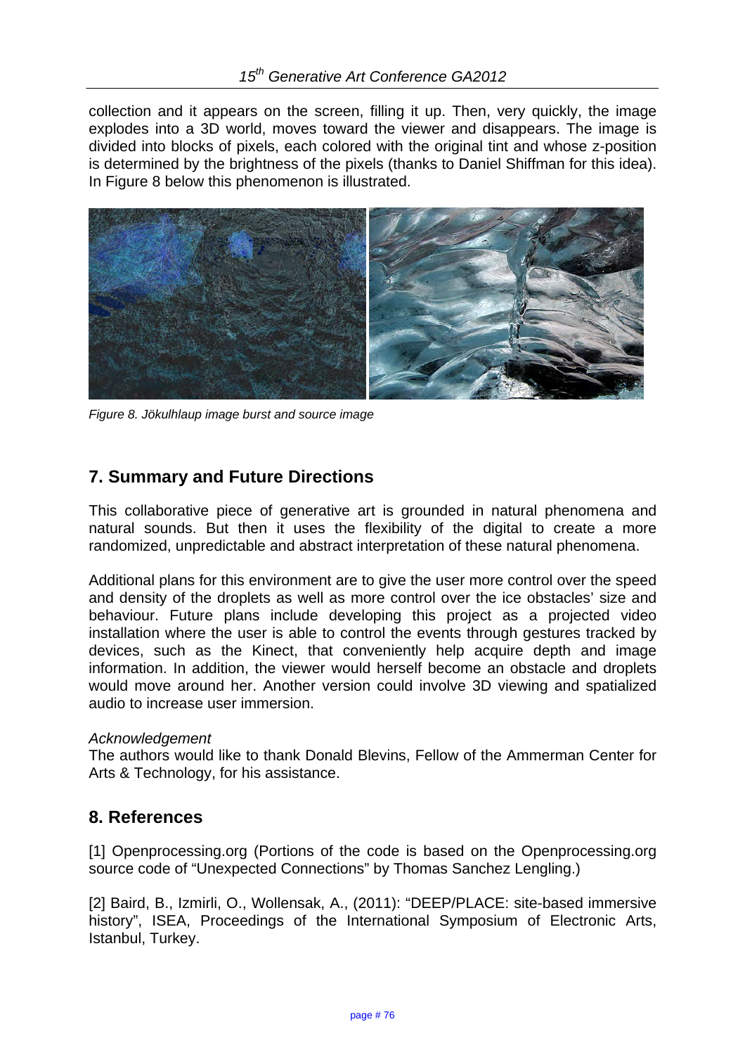collection and it appears on the screen, filling it up. Then, very quickly, the image explodes into a 3D world, moves toward the viewer and disappears. The image is divided into blocks of pixels, each colored with the original tint and whose z-position is determined by the brightness of the pixels (thanks to Daniel Shiffman for this idea). In Figure 8 below this phenomenon is illustrated.

*Figure 8. Jökulhlaup image burst and source image*

## 7. Summary and Future Directions

This collaborative piece of generative art is grounded in natural phenomena and natural sounds. But then it uses the flexibility of the digital to create a more randomized, unpredictable and abstract interpretation of these natural phenomena.

Additional plans for this environment are to give the user more control over the speed and density of the droplets as well as more control over the ice obstacles' size and behaviour. Future plans include developing this project as a projected video installation where the user is able to control the events through gestures tracked by devices, such as the Kinect, that conveniently help acquire depth and image information. In addition, the viewer would herself become an obstacle and droplets would move around her. Another version could involve 3D viewing and spatialized audio to increase user immersion.

*Acknowledgement*

The authors would like to thank Donald Blevins, Fellow of the Ammerman Center for Arts & Technology, for his assistance.

## 8. References

[1] Openprocessing.org (Portions of the code is based on the Openprocessing.org source code of "Unexpected Connections" by Thomas Sanchez Lengling.)

[2] Baird, B., Izmirli, O., Wollensak, A., (2011): "DEEP/PLACE: site-based immersive history", ISEA, Proceedings of the International Symposium of Electronic Arts, Istanbul, Turkey.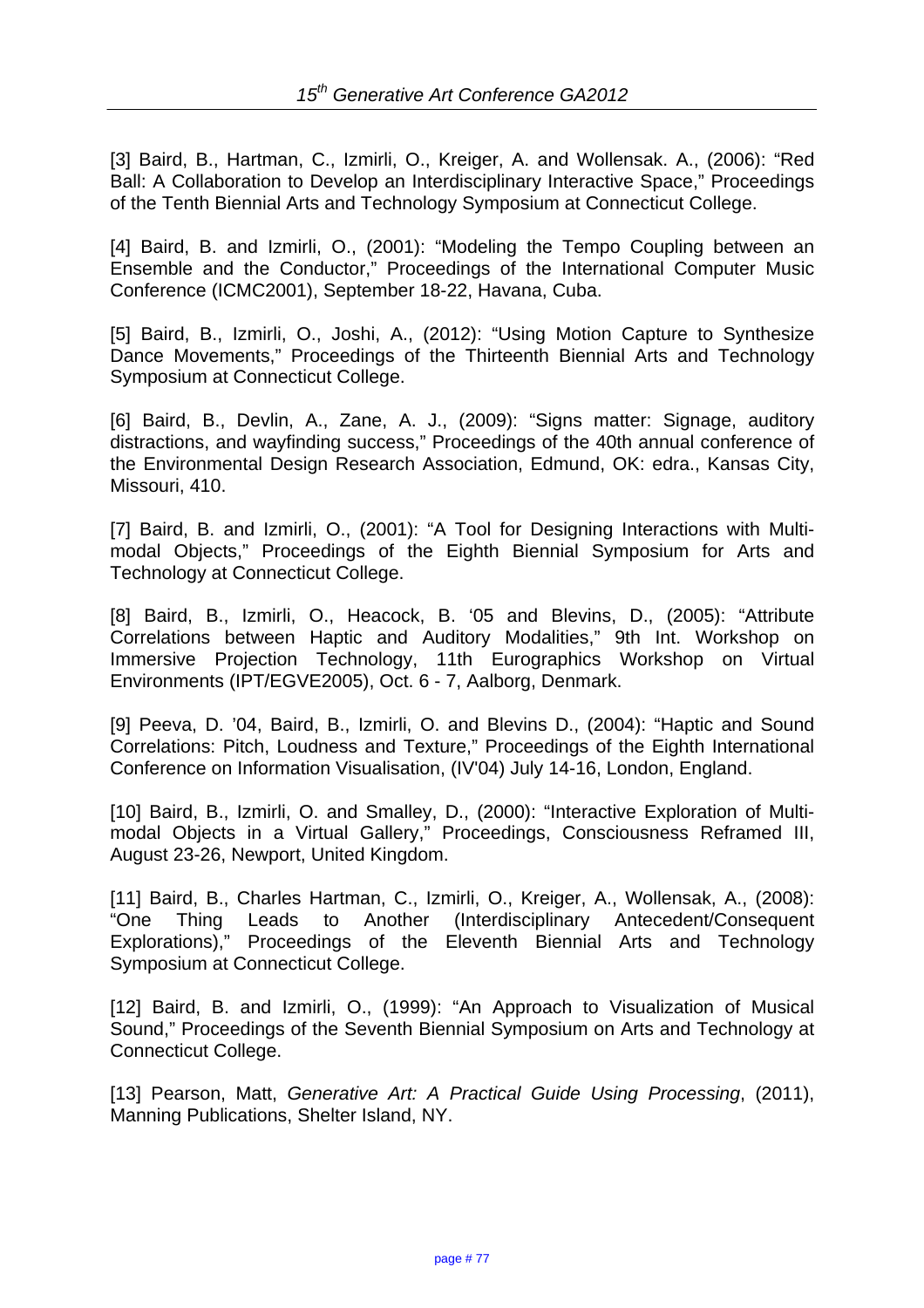[3] Baird, B., Hartman, C., Izmirli, O., Kreiger, A. and Wollensak. A., (2006): "Red Ball: A Collaboration to Develop an Interdisciplinary Interactive Space," Proceedings of the Tenth Biennial Arts and Technology Symposium at Connecticut College.

[4] Baird, B. and Izmirli, O., (2001): "Modeling the Tempo Coupling between an Ensemble and the Conductor," Proceedings of the International Computer Music Conference (ICMC2001), September 18-22, Havana, Cuba.

[5] Baird, B., Izmirli, O., Joshi, A., (2012): "Using Motion Capture to Synthesize Dance Movements," Proceedings of the Thirteenth Biennial Arts and Technology Symposium at Connecticut College.

[6] Baird, B., Devlin, A., Zane, A. J., (2009): "Signs matter: Signage, auditory distractions, and wayfinding success," Proceedings of the 40th annual conference of the Environmental Design Research Association, Edmund, OK: edra., Kansas City, Missouri, 410.

[7] Baird, B. and Izmirli, O., (2001): "A Tool for Designing Interactions with Multi-modal Objects," Proceedings of the Eighth Biennial Symposium for Arts and Technology at Connecticut College.

[8] Baird, B., Izmirli, O., Heacock, B. '05 and Blevins, D., (2005): "Attribute Correlations between Haptic and Auditory Modalities," 9th Int. Workshop on Immersive Projection Technology, 11th Eurographics Workshop on Virtual Environments (IPT/EGVE2005), Oct. 6 - 7, Aalborg, Denmark.

[9] Peeva, D. '04, Baird, B., Izmirli, O. and Blevins D., (2004): "Haptic and Sound Correlations: Pitch, Loudness and Texture," Proceedings of the Eighth International Conference on Information Visualisation, (IV'04) July 14-16, London, England.

[10] Baird, B., Izmirli, O. and Smalley, D., (2000): "Interactive Exploration of Multi-modal Objects in a Virtual Gallery," Proceedings, Consciousness Reframed III, August 23-26, Newport, United Kingdom.

[11] Baird, B., Charles Hartman, C., Izmirli, O., Kreiger, A., Wollensak, A., (2008): "One Thing Leads to Another (Interdisciplinary Antecedent/Consequent Explorations)," Proceedings of the Eleventh Biennial Arts and Technology Symposium at Connecticut College.

[12] Baird, B. and Izmirli, O., (1999): "An Approach to Visualization of Musical Sound," Proceedings of the Seventh Biennial Symposium on Arts and Technology at Connecticut College.

[13] Pearson, Matt, *Generative Art: A Practical Guide Using Processing*, (2011), Manning Publications, Shelter Island, NY.